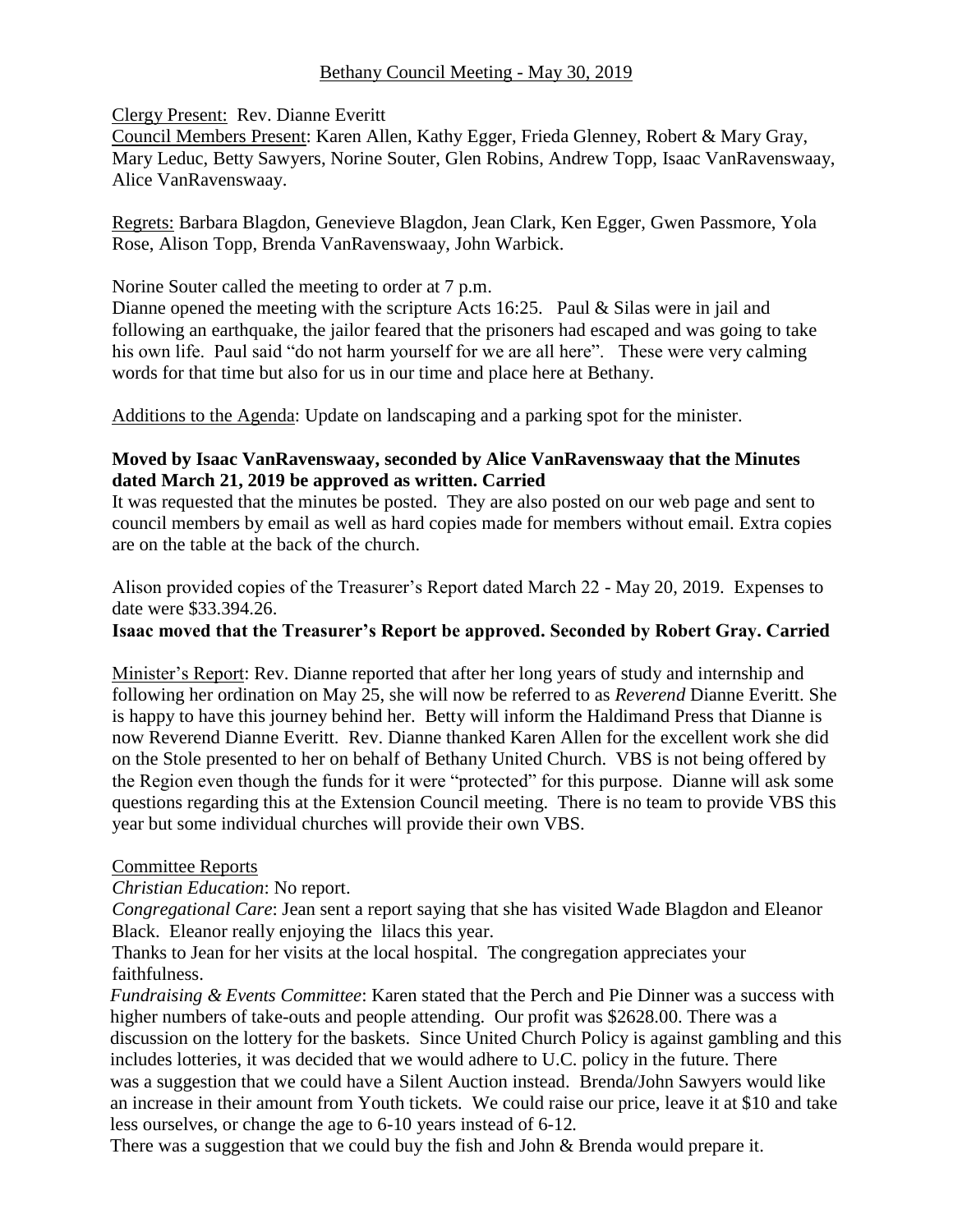# Bethany Council Meeting - May 30, 2019

Clergy Present: Rev. Dianne Everitt
Council Members Present: Karen Allen, Kathy Egger, Frieda Glenney, Robert & Mary Gray, Mary Leduc, Betty Sawyers, Norine Souter, Glen Robins, Andrew Topp, Isaac VanRavenswaay, Alice VanRavenswaay.

Regrets: Barbara Blagdon, Genevieve Blagdon, Jean Clark, Ken Egger, Gwen Passmore, Yola Rose, Alison Topp, Brenda VanRavenswaay, John Warbick.

Norine Souter called the meeting to order at 7 p.m.
Dianne opened the meeting with the scripture Acts 16:25. Paul & Silas were in jail and following an earthquake, the jailor feared that the prisoners had escaped and was going to take his own life. Paul said "do not harm yourself for we are all here". These were very calming words for that time but also for us in our time and place here at Bethany.

Additions to the Agenda: Update on landscaping and a parking spot for the minister.

**Moved by Isaac VanRavenswaay, seconded by Alice VanRavenswaay that the Minutes dated March 21, 2019 be approved as written. Carried**
It was requested that the minutes be posted. They are also posted on our web page and sent to council members by email as well as hard copies made for members without email. Extra copies are on the table at the back of the church.

Alison provided copies of the Treasurer's Report dated March 22 - May 20, 2019. Expenses to date were $33.394.26.
**Isaac moved that the Treasurer's Report be approved. Seconded by Robert Gray. Carried**

Minister's Report: Rev. Dianne reported that after her long years of study and internship and following her ordination on May 25, she will now be referred to as *Reverend* Dianne Everitt. She is happy to have this journey behind her. Betty will inform the Haldimand Press that Dianne is now Reverend Dianne Everitt. Rev. Dianne thanked Karen Allen for the excellent work she did on the Stole presented to her on behalf of Bethany United Church. VBS is not being offered by the Region even though the funds for it were "protected" for this purpose. Dianne will ask some questions regarding this at the Extension Council meeting. There is no team to provide VBS this year but some individual churches will provide their own VBS.

Committee Reports

*Christian Education*: No report.

*Congregational Care*: Jean sent a report saying that she has visited Wade Blagdon and Eleanor Black. Eleanor really enjoying the lilacs this year.
Thanks to Jean for her visits at the local hospital. The congregation appreciates your faithfulness.

*Fundraising & Events Committee*: Karen stated that the Perch and Pie Dinner was a success with higher numbers of take-outs and people attending. Our profit was $2628.00. There was a discussion on the lottery for the baskets. Since United Church Policy is against gambling and this includes lotteries, it was decided that we would adhere to U.C. policy in the future. There was a suggestion that we could have a Silent Auction instead. Brenda/John Sawyers would like an increase in their amount from Youth tickets. We could raise our price, leave it at $10 and take less ourselves, or change the age to 6-10 years instead of 6-12.
There was a suggestion that we could buy the fish and John & Brenda would prepare it.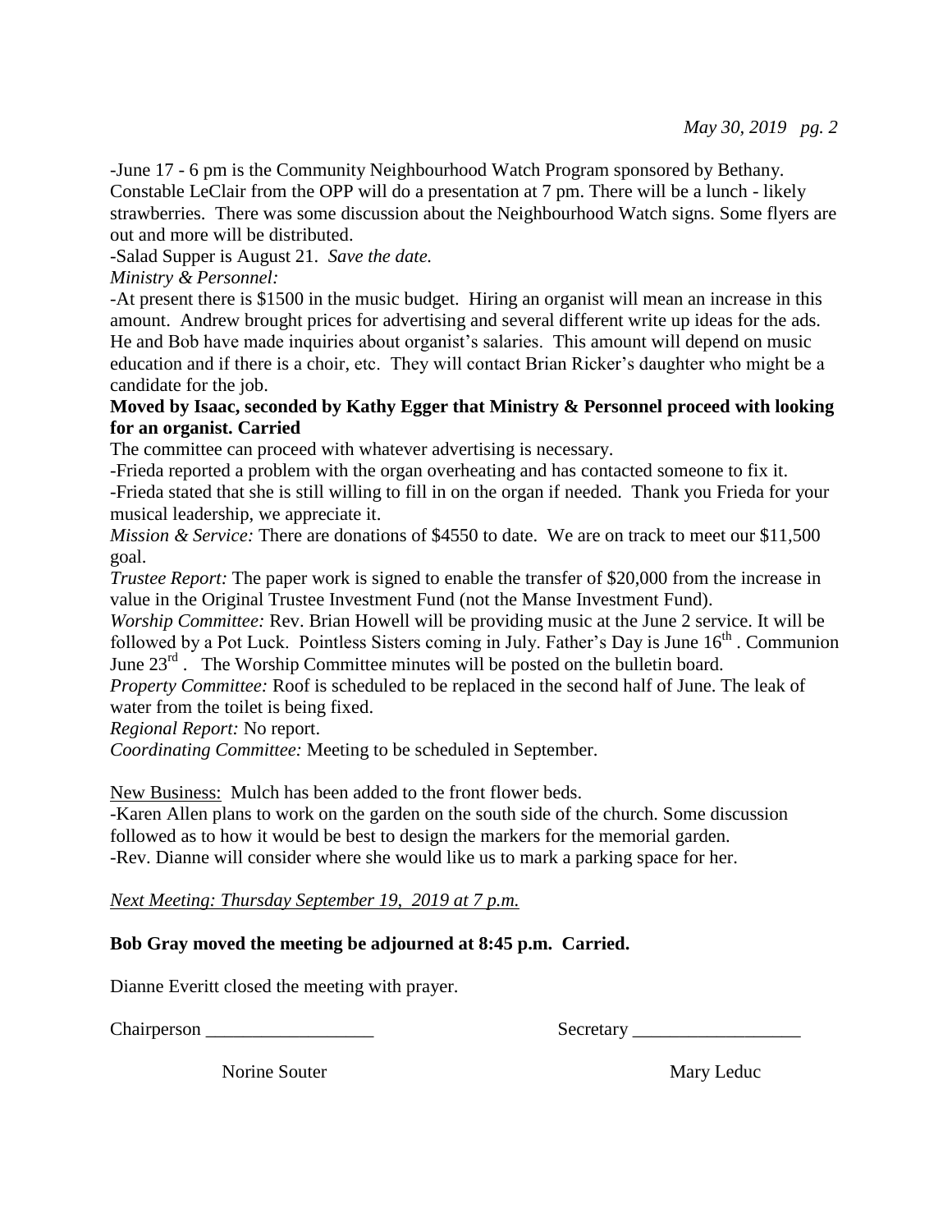-June 17 - 6 pm is the Community Neighbourhood Watch Program sponsored by Bethany. Constable LeClair from the OPP will do a presentation at 7 pm. There will be a lunch - likely strawberries. There was some discussion about the Neighbourhood Watch signs. Some flyers are out and more will be distributed.

-Salad Supper is August 21. *Save the date.*

*Ministry & Personnel:*

-At present there is $1500 in the music budget. Hiring an organist will mean an increase in this amount. Andrew brought prices for advertising and several different write up ideas for the ads. He and Bob have made inquiries about organist's salaries. This amount will depend on music education and if there is a choir, etc. They will contact Brian Ricker's daughter who might be a candidate for the job.

**Moved by Isaac, seconded by Kathy Egger that Ministry & Personnel proceed with looking for an organist. Carried**

The committee can proceed with whatever advertising is necessary.

-Frieda reported a problem with the organ overheating and has contacted someone to fix it.

-Frieda stated that she is still willing to fill in on the organ if needed. Thank you Frieda for your musical leadership, we appreciate it.

*Mission & Service:* There are donations of $4550 to date. We are on track to meet our $11,500 goal.

*Trustee Report:* The paper work is signed to enable the transfer of $20,000 from the increase in value in the Original Trustee Investment Fund (not the Manse Investment Fund).

*Worship Committee:* Rev. Brian Howell will be providing music at the June 2 service. It will be followed by a Pot Luck. Pointless Sisters coming in July. Father's Day is June 16th. Communion June 23rd. The Worship Committee minutes will be posted on the bulletin board.

*Property Committee:* Roof is scheduled to be replaced in the second half of June. The leak of water from the toilet is being fixed.

*Regional Report:* No report.

*Coordinating Committee:* Meeting to be scheduled in September.

New Business: Mulch has been added to the front flower beds.

-Karen Allen plans to work on the garden on the south side of the church. Some discussion followed as to how it would be best to design the markers for the memorial garden.

-Rev. Dianne will consider where she would like us to mark a parking space for her.

*Next Meeting: Thursday September 19, 2019 at 7 p.m.*

**Bob Gray moved the meeting be adjourned at 8:45 p.m. Carried.**

Dianne Everitt closed the meeting with prayer.

Chairperson __________________ Secretary __________________

Norine Souter Mary Leduc